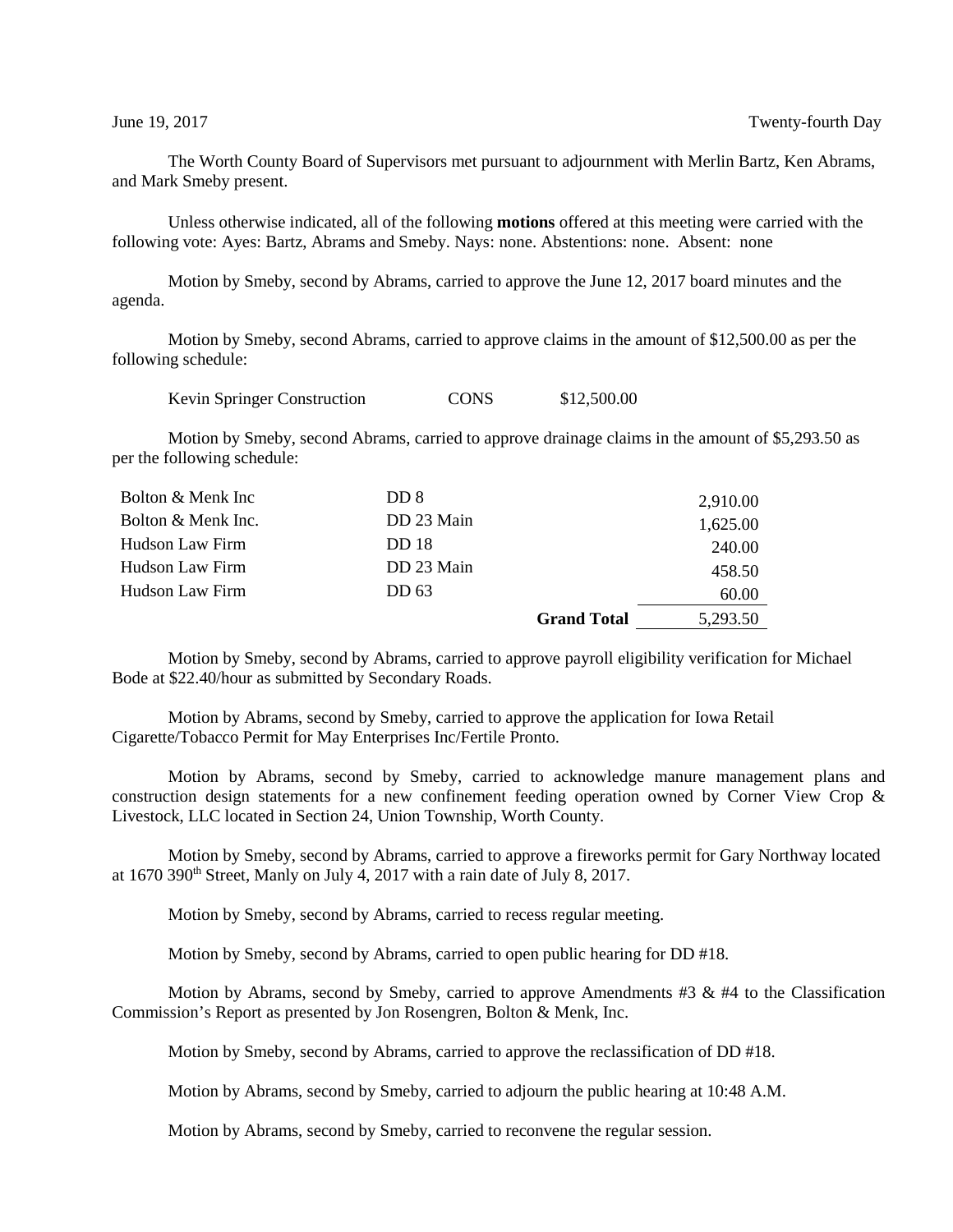June 19, 2017 Twenty-fourth Day

The Worth County Board of Supervisors met pursuant to adjournment with Merlin Bartz, Ken Abrams, and Mark Smeby present.

Unless otherwise indicated, all of the following **motions** offered at this meeting were carried with the following vote: Ayes: Bartz, Abrams and Smeby. Nays: none. Abstentions: none. Absent: none

Motion by Smeby, second by Abrams, carried to approve the June 12, 2017 board minutes and the agenda.

Motion by Smeby, second Abrams, carried to approve claims in the amount of $12,500.00 as per the following schedule:

| | | |
|---|---|---|
| Kevin Springer Construction | CONS | $12,500.00 |

Motion by Smeby, second Abrams, carried to approve drainage claims in the amount of $5,293.50 as per the following schedule:

| | | | |
|---|---|---|---|
| Bolton & Menk Inc | DD 8 | | 2,910.00 |
| Bolton & Menk Inc. | DD 23 Main | | 1,625.00 |
| Hudson Law Firm | DD 18 | | 240.00 |
| Hudson Law Firm | DD 23 Main | | 458.50 |
| Hudson Law Firm | DD 63 | | 60.00 |
| | | **Grand Total** | 5,293.50 |

Motion by Smeby, second by Abrams, carried to approve payroll eligibility verification for Michael Bode at $22.40/hour as submitted by Secondary Roads.

Motion by Abrams, second by Smeby, carried to approve the application for Iowa Retail Cigarette/Tobacco Permit for May Enterprises Inc/Fertile Pronto.

Motion by Abrams, second by Smeby, carried to acknowledge manure management plans and construction design statements for a new confinement feeding operation owned by Corner View Crop & Livestock, LLC located in Section 24, Union Township, Worth County.

Motion by Smeby, second by Abrams, carried to approve a fireworks permit for Gary Northway located at 1670 390th Street, Manly on July 4, 2017 with a rain date of July 8, 2017.

Motion by Smeby, second by Abrams, carried to recess regular meeting.

Motion by Smeby, second by Abrams, carried to open public hearing for DD #18.

Motion by Abrams, second by Smeby, carried to approve Amendments #3 & #4 to the Classification Commission's Report as presented by Jon Rosengren, Bolton & Menk, Inc.

Motion by Smeby, second by Abrams, carried to approve the reclassification of DD #18.

Motion by Abrams, second by Smeby, carried to adjourn the public hearing at 10:48 A.M.

Motion by Abrams, second by Smeby, carried to reconvene the regular session.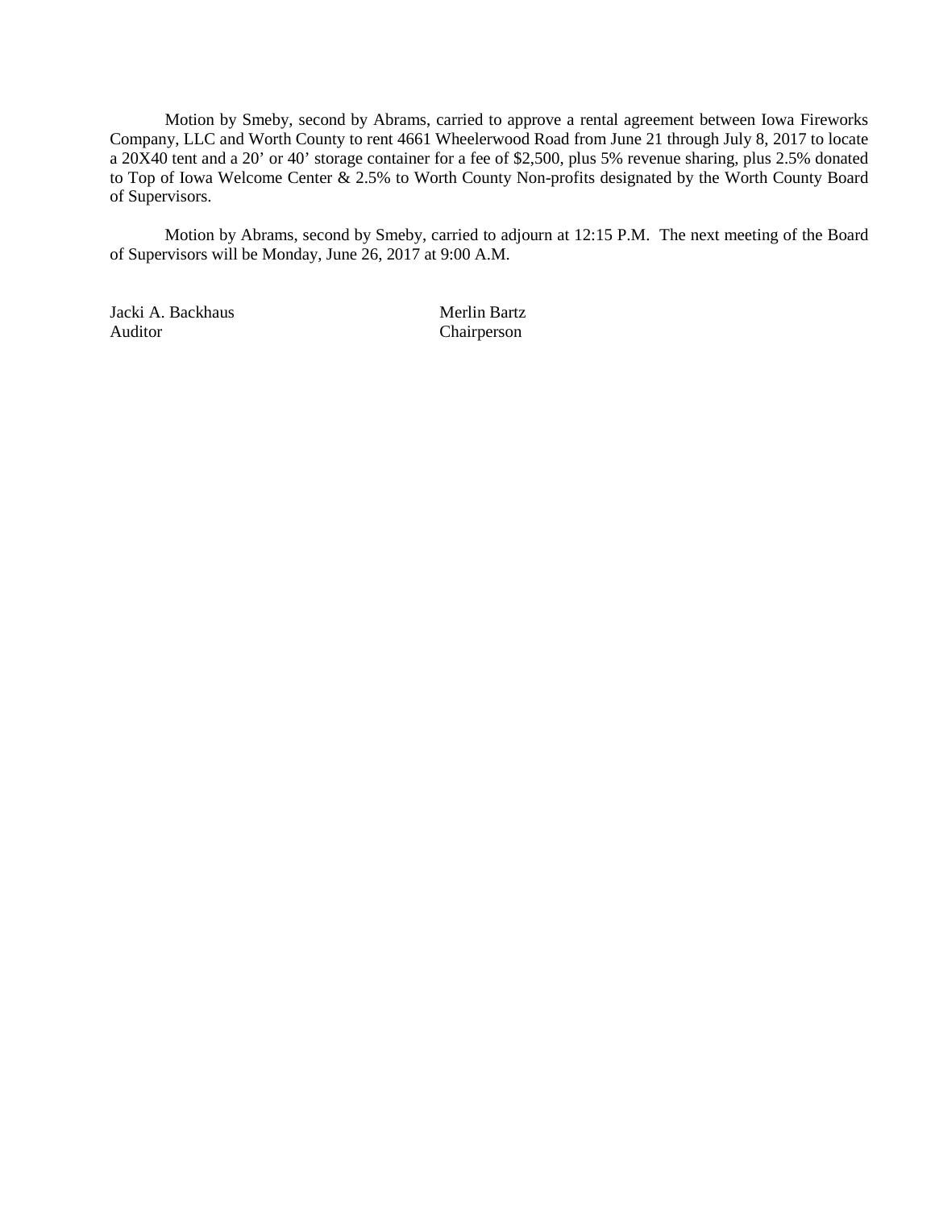Motion by Smeby, second by Abrams, carried to approve a rental agreement between Iowa Fireworks Company, LLC and Worth County to rent 4661 Wheelerwood Road from June 21 through July 8, 2017 to locate a 20X40 tent and a 20' or 40' storage container for a fee of $2,500, plus 5% revenue sharing, plus 2.5% donated to Top of Iowa Welcome Center & 2.5% to Worth County Non-profits designated by the Worth County Board of Supervisors.

Motion by Abrams, second by Smeby, carried to adjourn at 12:15 P.M. The next meeting of the Board of Supervisors will be Monday, June 26, 2017 at 9:00 A.M.

Jacki A. Backhaus
Auditor

Merlin Bartz
Chairperson